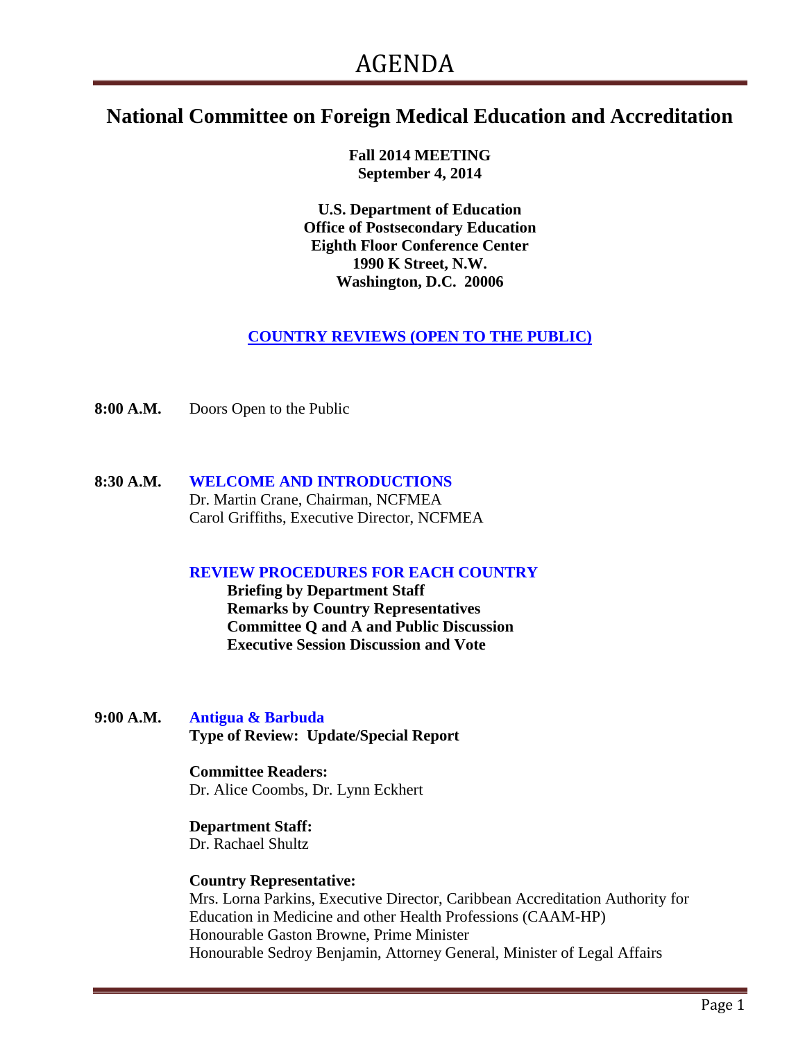# AGENDA

## National Committee on Foreign Medical Education and Accreditation

**Fall 2014 MEETING**
**September 4, 2014**

**U.S. Department of Education**
**Office of Postsecondary Education**
**Eighth Floor Conference Center**
**1990 K Street, N.W.**
**Washington, D.C. 20006**

**COUNTRY REVIEWS (OPEN TO THE PUBLIC)**

**8:00 A.M.** Doors Open to the Public

**8:30 A.M.** **WELCOME AND INTRODUCTIONS**
Dr. Martin Crane, Chairman, NCFMEA
Carol Griffiths, Executive Director, NCFMEA

**REVIEW PROCEDURES FOR EACH COUNTRY**
- **Briefing by Department Staff**
- **Remarks by Country Representatives**
- **Committee Q and A and Public Discussion**
- **Executive Session Discussion and Vote**

**9:00 A.M.** **Antigua & Barbuda**
**Type of Review: Update/Special Report**

**Committee Readers:**
Dr. Alice Coombs, Dr. Lynn Eckhert

**Department Staff:**
Dr. Rachael Shultz

**Country Representative:**
Mrs. Lorna Parkins, Executive Director, Caribbean Accreditation Authority for Education in Medicine and other Health Professions (CAAM-HP)
Honourable Gaston Browne, Prime Minister
Honourable Sedroy Benjamin, Attorney General, Minister of Legal Affairs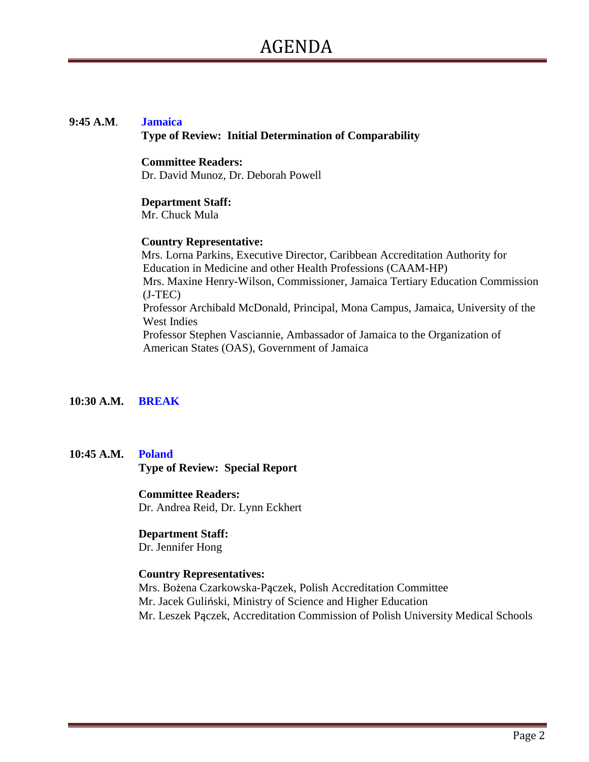# AGENDA

**9:45 A.M**. **Jamaica**
**Type of Review: Initial Determination of Comparability**

**Committee Readers:**
Dr. David Munoz, Dr. Deborah Powell

**Department Staff:**
Mr. Chuck Mula

**Country Representative:**
Mrs. Lorna Parkins, Executive Director, Caribbean Accreditation Authority for Education in Medicine and other Health Professions (CAAM-HP)
Mrs. Maxine Henry-Wilson, Commissioner, Jamaica Tertiary Education Commission (J-TEC)
Professor Archibald McDonald, Principal, Mona Campus, Jamaica, University of the West Indies
Professor Stephen Vasciannie, Ambassador of Jamaica to the Organization of American States (OAS), Government of Jamaica

**10:30 A.M.** **BREAK**

**10:45 A.M.** **Poland**
**Type of Review: Special Report**

**Committee Readers:**
Dr. Andrea Reid, Dr. Lynn Eckhert

**Department Staff:**
Dr. Jennifer Hong

**Country Representatives:**
Mrs. Bożena Czarkowska-Pączek, Polish Accreditation Committee
Mr. Jacek Guliński, Ministry of Science and Higher Education
Mr. Leszek Pączek, Accreditation Commission of Polish University Medical Schools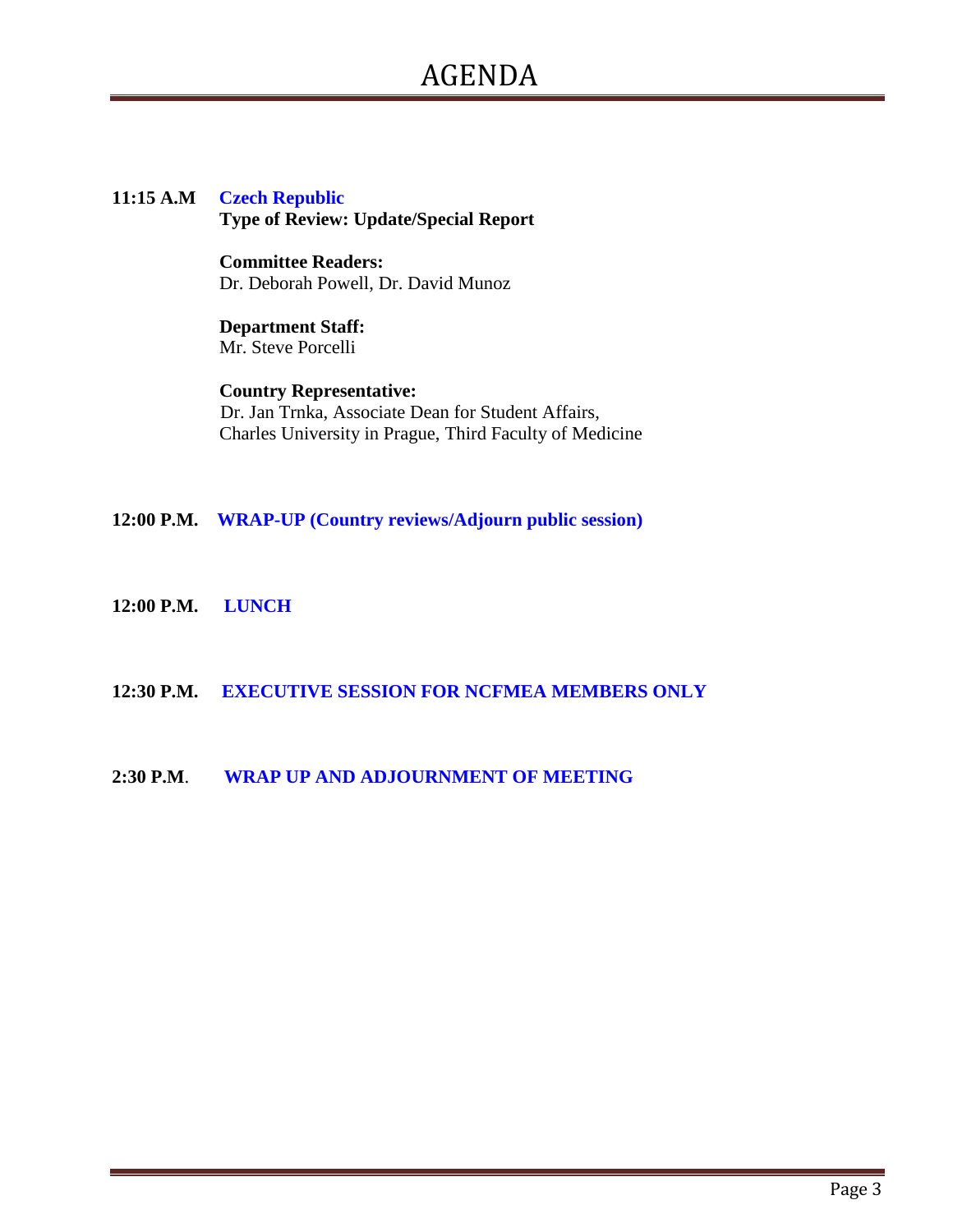# AGENDA

**11:15 A.M** **Czech Republic**
**Type of Review: Update/Special Report**

**Committee Readers:**
Dr. Deborah Powell, Dr. David Munoz

**Department Staff:**
Mr. Steve Porcelli

**Country Representative:**
Dr. Jan Trnka, Associate Dean for Student Affairs,
Charles University in Prague, Third Faculty of Medicine

**12:00 P.M.** **WRAP-UP (Country reviews/Adjourn public session)**

**12:00 P.M.** **LUNCH**

**12:30 P.M.** **EXECUTIVE SESSION FOR NCFMEA MEMBERS ONLY**

**2:30 P.M**. **WRAP UP AND ADJOURNMENT OF MEETING**